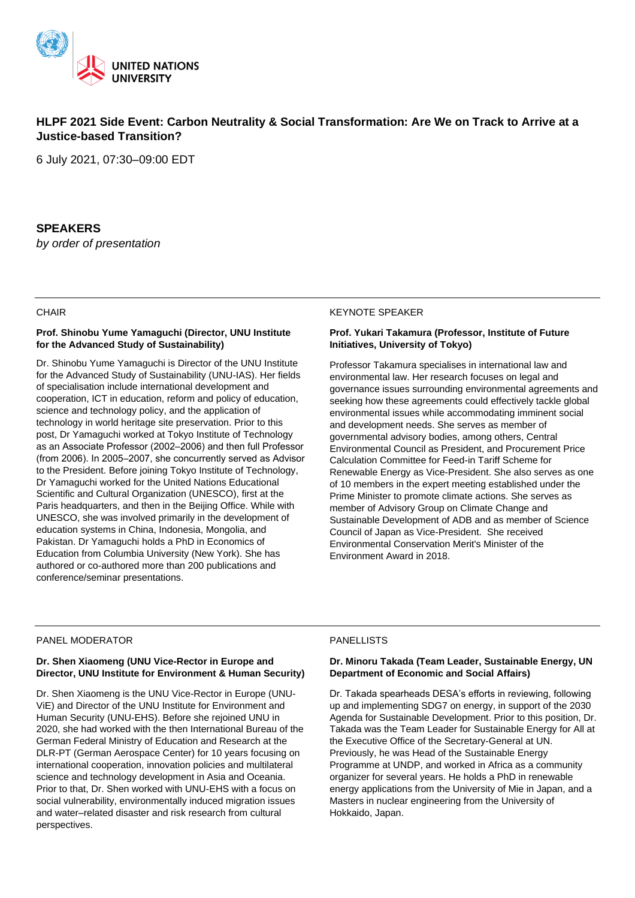UNITED NATIONS UNIVERSITY

## HLPF 2021 Side Event: Carbon Neutrality & Social Transformation: Are We on Track to Arrive at a Justice-based Transition?

6 July 2021, 07:30–09:00 EDT

### SPEAKERS

*by order of presentation*

---

CHAIR

**Prof. Shinobu Yume Yamaguchi (Director, UNU Institute for the Advanced Study of Sustainability)**

Dr. Shinobu Yume Yamaguchi is Director of the UNU Institute for the Advanced Study of Sustainability (UNU-IAS). Her fields of specialisation include international development and cooperation, ICT in education, reform and policy of education, science and technology policy, and the application of technology in world heritage site preservation. Prior to this post, Dr Yamaguchi worked at Tokyo Institute of Technology as an Associate Professor (2002–2006) and then full Professor (from 2006). In 2005–2007, she concurrently served as Advisor to the President. Before joining Tokyo Institute of Technology, Dr Yamaguchi worked for the United Nations Educational Scientific and Cultural Organization (UNESCO), first at the Paris headquarters, and then in the Beijing Office. While with UNESCO, she was involved primarily in the development of education systems in China, Indonesia, Mongolia, and Pakistan. Dr Yamaguchi holds a PhD in Economics of Education from Columbia University (New York). She has authored or co-authored more than 200 publications and conference/seminar presentations.

KEYNOTE SPEAKER

**Prof. Yukari Takamura (Professor, Institute of Future Initiatives, University of Tokyo)**

Professor Takamura specialises in international law and environmental law. Her research focuses on legal and governance issues surrounding environmental agreements and seeking how these agreements could effectively tackle global environmental issues while accommodating imminent social and development needs. She serves as member of governmental advisory bodies, among others, Central Environmental Council as President, and Procurement Price Calculation Committee for Feed-in Tariff Scheme for Renewable Energy as Vice-President. She also serves as one of 10 members in the expert meeting established under the Prime Minister to promote climate actions. She serves as member of Advisory Group on Climate Change and Sustainable Development of ADB and as member of Science Council of Japan as Vice-President. She received Environmental Conservation Merit's Minister of the Environment Award in 2018.

---

PANEL MODERATOR

**Dr. Shen Xiaomeng (UNU Vice-Rector in Europe and Director, UNU Institute for Environment & Human Security)**

Dr. Shen Xiaomeng is the UNU Vice-Rector in Europe (UNU-ViE) and Director of the UNU Institute for Environment and Human Security (UNU-EHS). Before she rejoined UNU in 2020, she had worked with the then International Bureau of the German Federal Ministry of Education and Research at the DLR-PT (German Aerospace Center) for 10 years focusing on international cooperation, innovation policies and multilateral science and technology development in Asia and Oceania. Prior to that, Dr. Shen worked with UNU-EHS with a focus on social vulnerability, environmentally induced migration issues and water–related disaster and risk research from cultural perspectives.

PANELLISTS

**Dr. Minoru Takada (Team Leader, Sustainable Energy, UN Department of Economic and Social Affairs)**

Dr. Takada spearheads DESA's efforts in reviewing, following up and implementing SDG7 on energy, in support of the 2030 Agenda for Sustainable Development. Prior to this position, Dr. Takada was the Team Leader for Sustainable Energy for All at the Executive Office of the Secretary-General at UN. Previously, he was Head of the Sustainable Energy Programme at UNDP, and worked in Africa as a community organizer for several years. He holds a PhD in renewable energy applications from the University of Mie in Japan, and a Masters in nuclear engineering from the University of Hokkaido, Japan.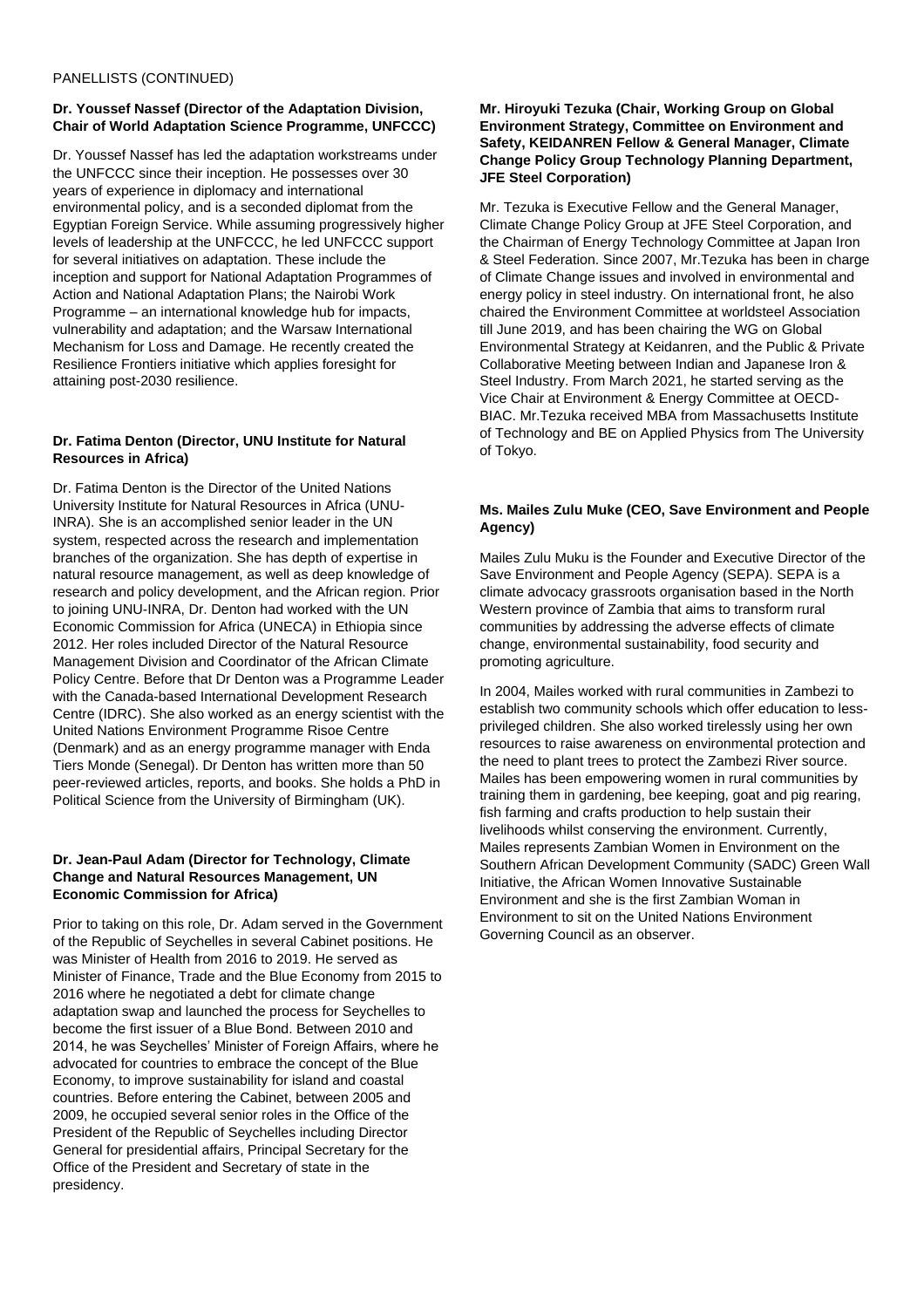PANELLISTS (CONTINUED)

**Dr. Youssef Nassef (Director of the Adaptation Division, Chair of World Adaptation Science Programme, UNFCCC)**

Dr. Youssef Nassef has led the adaptation workstreams under the UNFCCC since their inception. He possesses over 30 years of experience in diplomacy and international environmental policy, and is a seconded diplomat from the Egyptian Foreign Service. While assuming progressively higher levels of leadership at the UNFCCC, he led UNFCCC support for several initiatives on adaptation. These include the inception and support for National Adaptation Programmes of Action and National Adaptation Plans; the Nairobi Work Programme – an international knowledge hub for impacts, vulnerability and adaptation; and the Warsaw International Mechanism for Loss and Damage. He recently created the Resilience Frontiers initiative which applies foresight for attaining post-2030 resilience.

**Dr. Fatima Denton (Director, UNU Institute for Natural Resources in Africa)**

Dr. Fatima Denton is the Director of the United Nations University Institute for Natural Resources in Africa (UNU-INRA). She is an accomplished senior leader in the UN system, respected across the research and implementation branches of the organization. She has depth of expertise in natural resource management, as well as deep knowledge of research and policy development, and the African region. Prior to joining UNU-INRA, Dr. Denton had worked with the UN Economic Commission for Africa (UNECA) in Ethiopia since 2012. Her roles included Director of the Natural Resource Management Division and Coordinator of the African Climate Policy Centre. Before that Dr Denton was a Programme Leader with the Canada-based International Development Research Centre (IDRC). She also worked as an energy scientist with the United Nations Environment Programme Risoe Centre (Denmark) and as an energy programme manager with Enda Tiers Monde (Senegal). Dr Denton has written more than 50 peer-reviewed articles, reports, and books. She holds a PhD in Political Science from the University of Birmingham (UK).

**Dr. Jean-Paul Adam (Director for Technology, Climate Change and Natural Resources Management, UN Economic Commission for Africa)**

Prior to taking on this role, Dr. Adam served in the Government of the Republic of Seychelles in several Cabinet positions. He was Minister of Health from 2016 to 2019. He served as Minister of Finance, Trade and the Blue Economy from 2015 to 2016 where he negotiated a debt for climate change adaptation swap and launched the process for Seychelles to become the first issuer of a Blue Bond. Between 2010 and 2014, he was Seychelles' Minister of Foreign Affairs, where he advocated for countries to embrace the concept of the Blue Economy, to improve sustainability for island and coastal countries. Before entering the Cabinet, between 2005 and 2009, he occupied several senior roles in the Office of the President of the Republic of Seychelles including Director General for presidential affairs, Principal Secretary for the Office of the President and Secretary of state in the presidency.

**Mr. Hiroyuki Tezuka (Chair, Working Group on Global Environment Strategy, Committee on Environment and Safety, KEIDANREN Fellow & General Manager, Climate Change Policy Group Technology Planning Department, JFE Steel Corporation)**

Mr. Tezuka is Executive Fellow and the General Manager, Climate Change Policy Group at JFE Steel Corporation, and the Chairman of Energy Technology Committee at Japan Iron & Steel Federation. Since 2007, Mr.Tezuka has been in charge of Climate Change issues and involved in environmental and energy policy in steel industry. On international front, he also chaired the Environment Committee at worldsteel Association till June 2019, and has been chairing the WG on Global Environmental Strategy at Keidanren, and the Public & Private Collaborative Meeting between Indian and Japanese Iron & Steel Industry. From March 2021, he started serving as the Vice Chair at Environment & Energy Committee at OECD-BIAC. Mr.Tezuka received MBA from Massachusetts Institute of Technology and BE on Applied Physics from The University of Tokyo.

**Ms. Mailes Zulu Muke (CEO, Save Environment and People Agency)**

Mailes Zulu Muku is the Founder and Executive Director of the Save Environment and People Agency (SEPA). SEPA is a climate advocacy grassroots organisation based in the North Western province of Zambia that aims to transform rural communities by addressing the adverse effects of climate change, environmental sustainability, food security and promoting agriculture.

In 2004, Mailes worked with rural communities in Zambezi to establish two community schools which offer education to less-privileged children. She also worked tirelessly using her own resources to raise awareness on environmental protection and the need to plant trees to protect the Zambezi River source. Mailes has been empowering women in rural communities by training them in gardening, bee keeping, goat and pig rearing, fish farming and crafts production to help sustain their livelihoods whilst conserving the environment. Currently, Mailes represents Zambian Women in Environment on the Southern African Development Community (SADC) Green Wall Initiative, the African Women Innovative Sustainable Environment and she is the first Zambian Woman in Environment to sit on the United Nations Environment Governing Council as an observer.